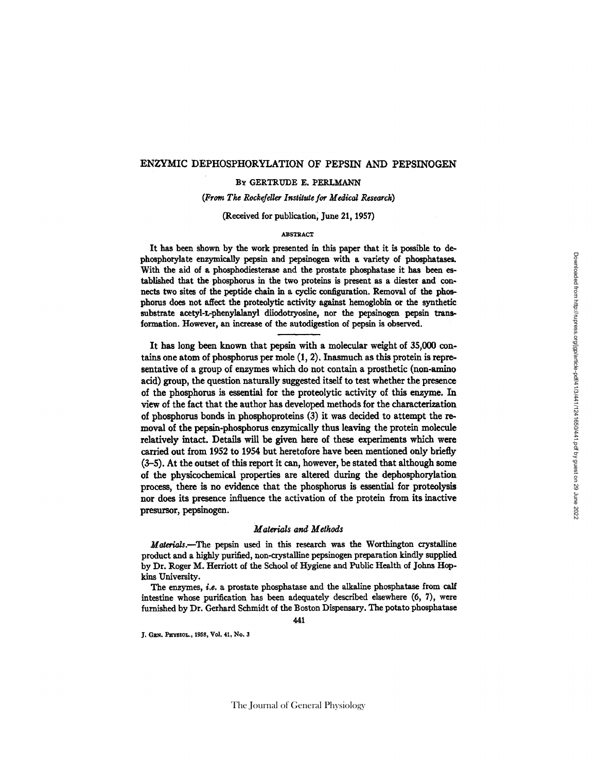# ENZYMIC DEPHOSPHORYLATION OF PEPSIN AND PEPSINOGEN

By GERTRUDE E. PERLMANN

*(From The Rockefeller Institute for Medical Research)*

(Received for publication, June 21, 1957)

### ABSTRACT

It has been shown by the work presented in this paper that it is possible to dephosphorylate enzymically pepsin and pepsinogen with a variety of phosphatases. With the aid of a phosphodiesterase and the prostate phosphatase it has been established that the phosphorus in the two proteins is present as a diester and connects two sites of the peptide chain in a cyclic configuration. Removal of the phosphorus does not affect the proteolytic activity against hemoglobin or the synthetic substrate acetyl-L-phenylalanyl diiodotryosine, nor the pepsinogen pepsin transformation. However, an increase of the autodigestion of pepsin is observed.

It has long been known that pepsin with a molecular weight of 35,000 contains one atom of phosphorus per mole (1, 2). Inasmuch as this protein is representative of a group of enzymes which do not contain a prosthetic (non-amino acid) group, the question naturally suggested itself to test whether the presence of the phosphorus is essential for the proteolytic activity of this enzyme. In view of the fact that the author has developed methods for the characterization of phosphorus bonds in phosphoproteins (3) it was decided to attempt the removal of the pepsin-phosphorus enzymically thus leaving the protein molecule relatively intact. Details will be given here of these experiments which were carried out from 1952 to 1954 but heretofore have been mentioned only briefly (3–5). At the outset of this report it can, however, be stated that although some of the physicochemical properties are altered during the dephosphorylation process, there is no evidence that the phosphorus is essential for proteolysis nor does its presence influence the activation of the protein from its inactive presursor, pepsinogen.

## *Materials and Methods*

*Materials.*—The pepsin used in this research was the Worthington crystalline product and a highly purified, non-crystalline pepsinogen preparation kindly supplied by Dr. Roger M. Herriott of the School of Hygiene and Public Health of Johns Hopkins University.

The enzymes, *i.e.* a prostate phosphatase and the alkaline phosphatase from calf intestine whose purification has been adequately described elsewhere (6, 7), were furnished by Dr. Gerhard Schmidt of the Boston Dispensary. The potato phosphatase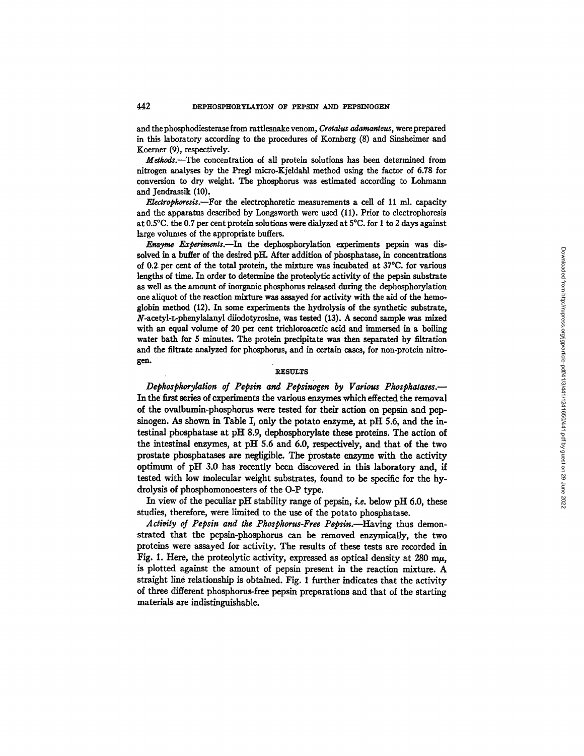and the phosphodiesterase from rattlesnake venom, *Crotalus adamanteus*, were prepared in this laboratory according to the procedures of Kornberg (8) and Sinsheimer and Koerner (9), respectively.

*Methods*.—The concentration of all protein solutions has been determined from nitrogen analyses by the Pregl micro-Kjeldahl method using the factor of 6.78 for conversion to dry weight. The phosphorus was estimated according to Lohmann and Jendrassik (10).

*Electrophoresis*.—For the electrophoretic measurements a cell of 11 ml. capacity and the apparatus described by Longsworth were used (11). Prior to electrophoresis at 0.5°C. the 0.7 per cent protein solutions were dialyzed at 5°C. for 1 to 2 days against large volumes of the appropriate buffers.

*Enzyme Experiments*.—In the dephosphorylation experiments pepsin was dissolved in a buffer of the desired pH. After addition of phosphatase, in concentrations of 0.2 per cent of the total protein, the mixture was incubated at 37°C. for various lengths of time. In order to determine the proteolytic activity of the pepsin substrate as well as the amount of inorganic phosphorus released during the dephosphorylation one aliquot of the reaction mixture was assayed for activity with the aid of the hemoglobin method (12). In some experiments the hydrolysis of the synthetic substrate, *N*-acetyl-L-phenylalanyl diiodotyrosine, was tested (13). A second sample was mixed with an equal volume of 20 per cent trichloroacetic acid and immersed in a boiling water bath for 5 minutes. The protein precipitate was then separated by filtration and the filtrate analyzed for phosphorus, and in certain cases, for non-protein nitrogen.

## RESULTS

*Dephosphorylation of Pepsin and Pepsinogen by Various Phosphatases*.—In the first series of experiments the various enzymes which effected the removal of the ovalbumin-phosphorus were tested for their action on pepsin and pepsinogen. As shown in Table I, only the potato enzyme, at pH 5.6, and the intestinal phosphatase at pH 8.9, dephosphorylate these proteins. The action of the intestinal enzymes, at pH 5.6 and 6.0, respectively, and that of the two prostate phosphatases are negligible. The prostate enzyme with the activity optimum of pH 3.0 has recently been discovered in this laboratory and, if tested with low molecular weight substrates, found to be specific for the hydrolysis of phosphomonoesters of the O-P type.

In view of the peculiar pH stability range of pepsin, *i.e.* below pH 6.0, these studies, therefore, were limited to the use of the potato phosphatase.

*Activity of Pepsin and the Phosphorus-Free Pepsin*.—Having thus demonstrated that the pepsin-phosphorus can be removed enzymically, the two proteins were assayed for activity. The results of these tests are recorded in Fig. 1. Here, the proteolytic activity, expressed as optical density at 280 mμ, is plotted against the amount of pepsin present in the reaction mixture. A straight line relationship is obtained. Fig. 1 further indicates that the activity of three different phosphorus-free pepsin preparations and that of the starting materials are indistinguishable.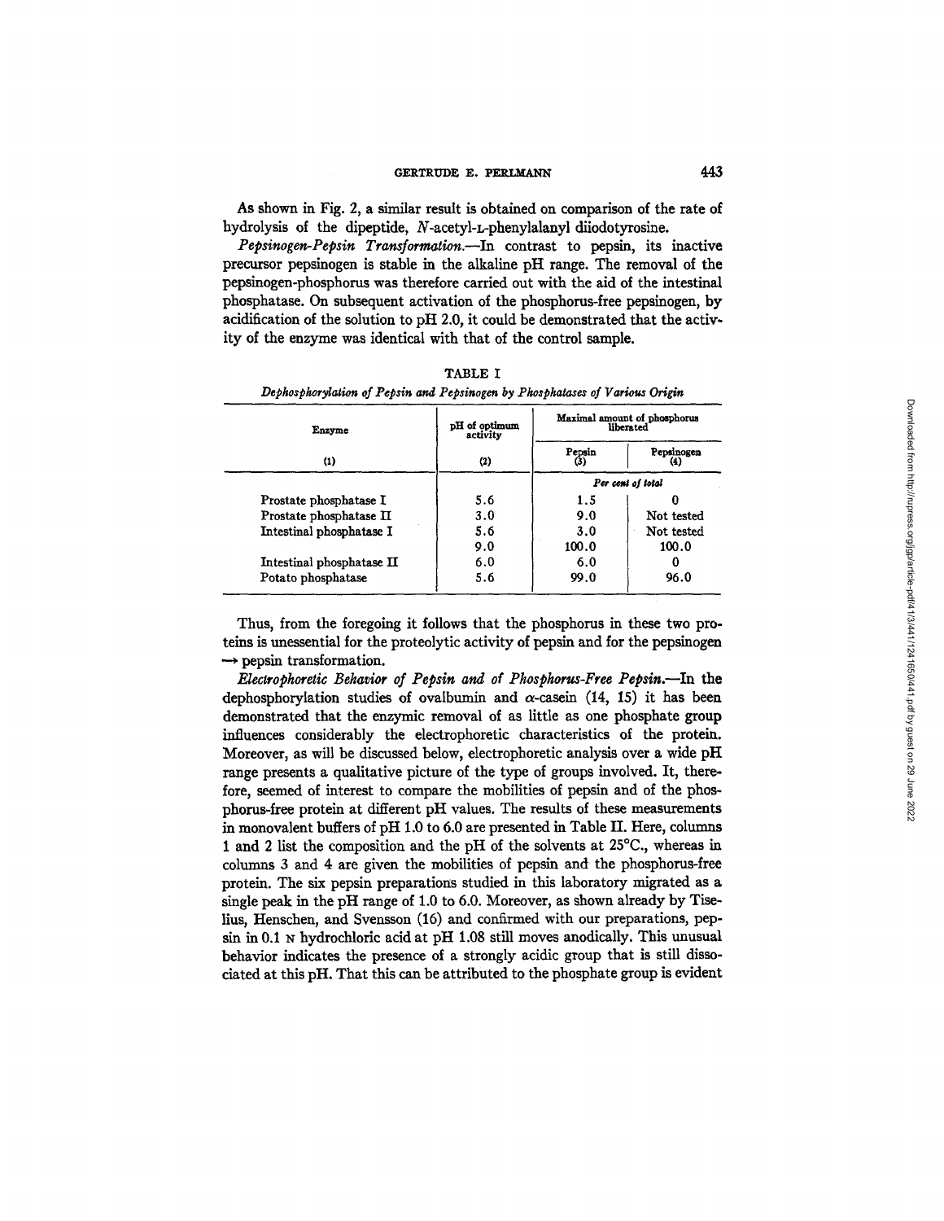As shown in Fig. 2, a similar result is obtained on comparison of the rate of hydrolysis of the dipeptide, *N*-acetyl-L-phenylalanyl diiodotyrosine.

*Pepsinogen-Pepsin Transformation.*—In contrast to pepsin, its inactive precursor pepsinogen is stable in the alkaline pH range. The removal of the pepsinogen-phosphorus was therefore carried out with the aid of the intestinal phosphatase. On subsequent activation of the phosphorus-free pepsinogen, by acidification of the solution to pH 2.0, it could be demonstrated that the activity of the enzyme was identical with that of the control sample.

TABLE I

*Dephosphorylation of Pepsin and Pepsinogen by Phosphatases of Various Origin*

| Enzyme | pH of optimum activity | Maximal amount of phosphorus liberated | |
|---|---|---|---|
| | | Pepsin | Pepsinogen |
| (1) | (2) | (3) | (4) |
| | | *Per cent of total* | |
| Prostate phosphatase I | 5.6 | 1.5 | 0 |
| Prostate phosphatase II | 3.0 | 9.0 | Not tested |
| Intestinal phosphatase I | 5.6 | 3.0 | Not tested |
| | 9.0 | 100.0 | 100.0 |
| Intestinal phosphatase II | 6.0 | 6.0 | 0 |
| Potato phosphatase | 5.6 | 99.0 | 96.0 |

Thus, from the foregoing it follows that the phosphorus in these two proteins is unessential for the proteolytic activity of pepsin and for the pepsinogen → pepsin transformation.

*Electrophoretic Behavior of Pepsin and of Phosphorus-Free Pepsin.*—In the dephosphorylation studies of ovalbumin and $\alpha$-casein (14, 15) it has been demonstrated that the enzymic removal of as little as one phosphate group influences considerably the electrophoretic characteristics of the protein. Moreover, as will be discussed below, electrophoretic analysis over a wide pH range presents a qualitative picture of the type of groups involved. It, therefore, seemed of interest to compare the mobilities of pepsin and of the phosphorus-free protein at different pH values. The results of these measurements in monovalent buffers of pH 1.0 to 6.0 are presented in Table II. Here, columns 1 and 2 list the composition and the pH of the solvents at 25°C., whereas in columns 3 and 4 are given the mobilities of pepsin and the phosphorus-free protein. The six pepsin preparations studied in this laboratory migrated as a single peak in the pH range of 1.0 to 6.0. Moreover, as shown already by Tiselius, Henschen, and Svensson (16) and confirmed with our preparations, pepsin in 0.1 N hydrochloric acid at pH 1.08 still moves anodically. This unusual behavior indicates the presence of a strongly acidic group that is still dissociated at this pH. That this can be attributed to the phosphate group is evident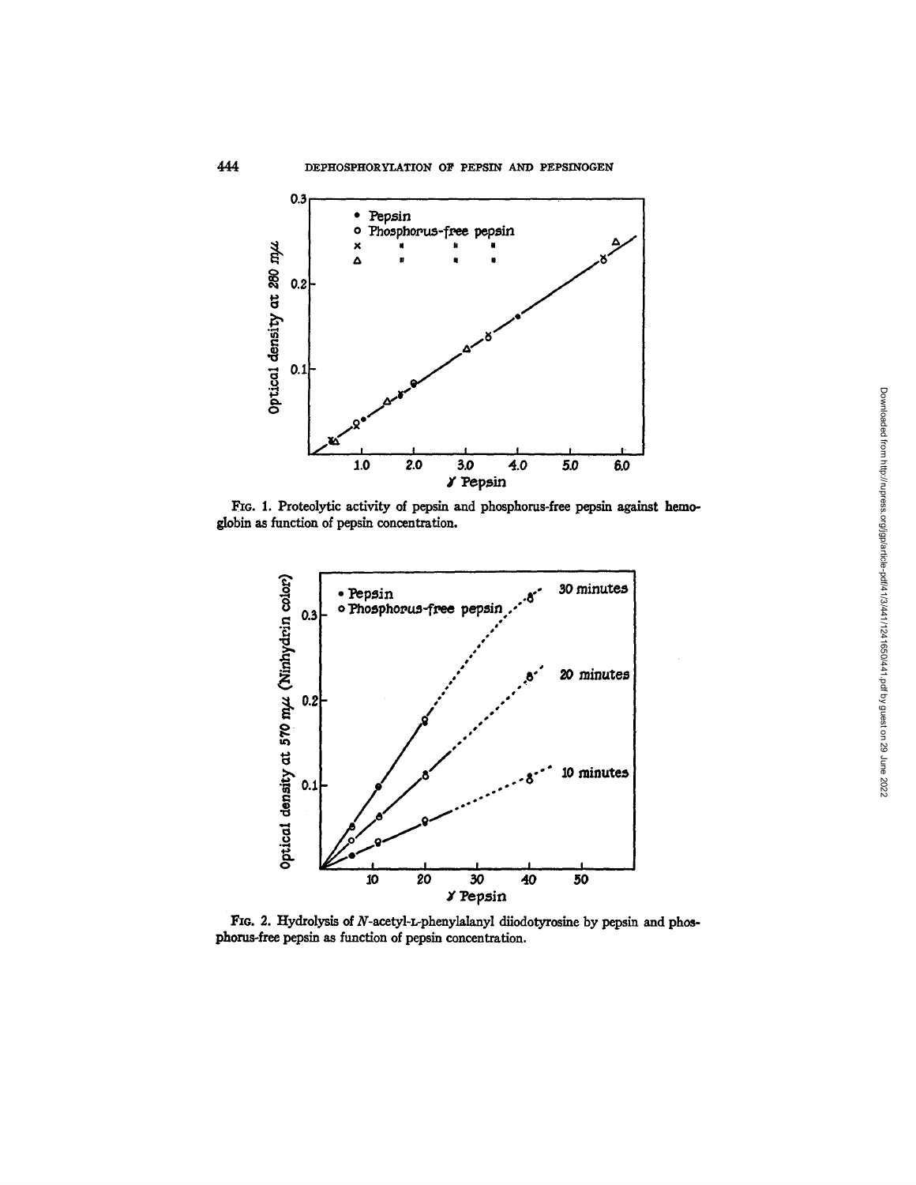FIG. 1. Proteolytic activity of pepsin and phosphorus-free pepsin against hemoglobin as function of pepsin concentration.

FIG. 2. Hydrolysis of *N*-acetyl-L-phenylalanyl diiodotyrosine by pepsin and phosphorus-free pepsin as function of pepsin concentration.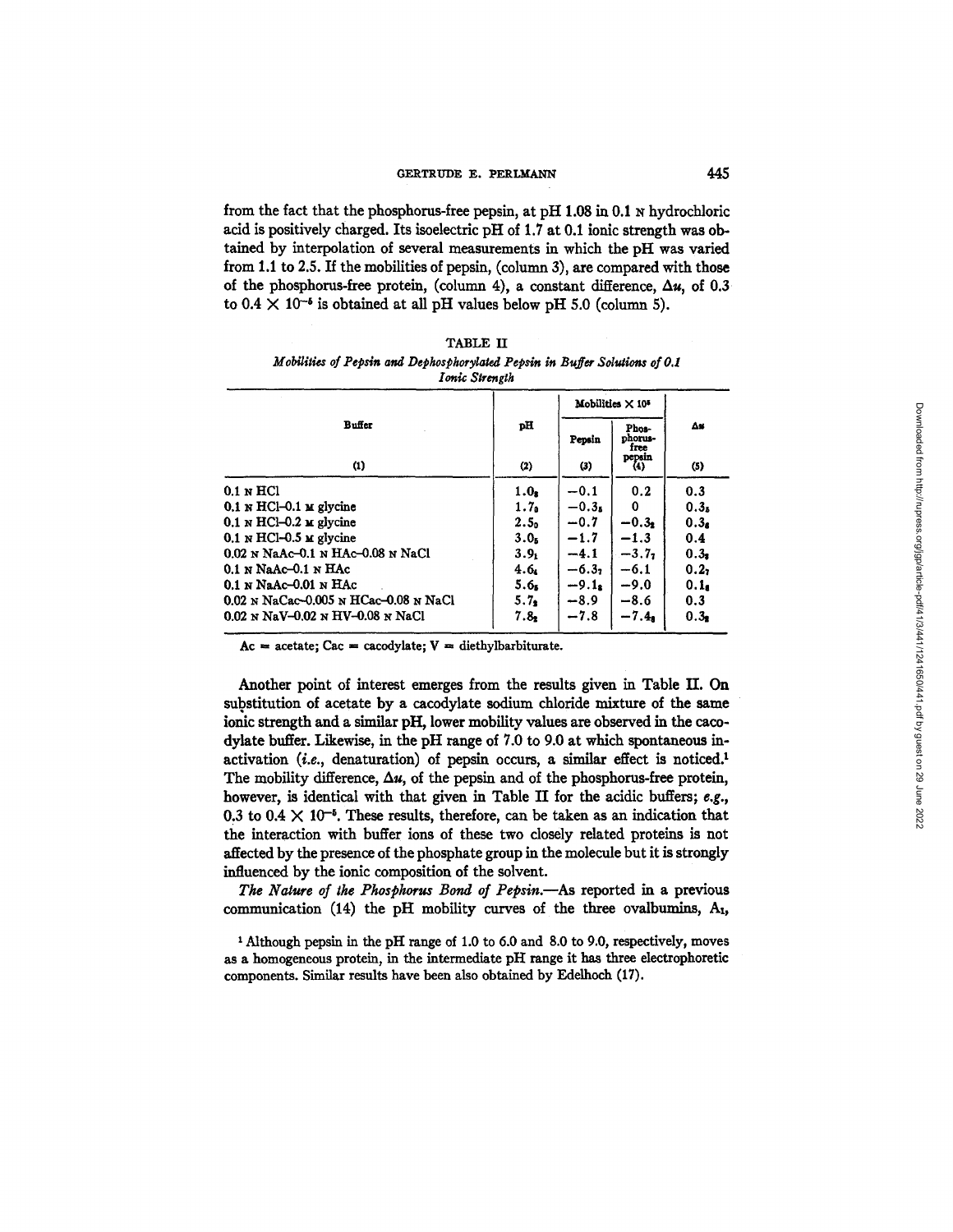from the fact that the phosphorus-free pepsin, at pH 1.08 in 0.1 N hydrochloric acid is positively charged. Its isoelectric pH of 1.7 at 0.1 ionic strength was obtained by interpolation of several measurements in which the pH was varied from 1.1 to 2.5. If the mobilities of pepsin, (column 3), are compared with those of the phosphorus-free protein, (column 4), a constant difference, $\Delta u$, of 0.3 to $0.4 \times 10^{-5}$ is obtained at all pH values below pH 5.0 (column 5).

TABLE II

*Mobilities of Pepsin and Dephosphorylated Pepsin in Buffer Solutions of 0.1 Ionic Strength*

| Buffer | pH | Mobilities $\times 10^5$ | | $\Delta u$ |
|---|---|---|---|---|
| | | Pepsin | Phosphorus-free pepsin | |
| (1) | (2) | (3) | (4) | (5) |
| 0.1 N HCl | $1.0_8$ | −0.1 | 0.2 | 0.3 |
| 0.1 N HCl–0.1 M glycine | $1.7_0$ | $-0.3_5$ | 0 | $0.3_5$ |
| 0.1 N HCl–0.2 M glycine | $2.5_0$ | −0.7 | $-0.3_2$ | $0.3_8$ |
| 0.1 N HCl–0.5 M glycine | $3.0_5$ | −1.7 | −1.3 | 0.4 |
| 0.02 N NaAc–0.1 N HAc–0.08 N NaCl | $3.9_1$ | −4.1 | $-3.7_7$ | $0.3_3$ |
| 0.1 N NaAc–0.1 N HAc | $4.6_4$ | $-6.3_7$ | −6.1 | $0.2_7$ |
| 0.1 N NaAc–0.01 N HAc | $5.6_5$ | $-9.1_8$ | −9.0 | $0.1_8$ |
| 0.02 N NaCac–0.005 N HCac–0.08 N NaCl | $5.7_3$ | −8.9 | −8.6 | 0.3 |
| 0.02 N NaV–0.02 N HV–0.08 N NaCl | $7.8_2$ | −7.8 | $-7.4_8$ | $0.3_2$ |

Ac = acetate; Cac = cacodylate; V = diethylbarbiturate.

Another point of interest emerges from the results given in Table II. On substitution of acetate by a cacodylate sodium chloride mixture of the same ionic strength and a similar pH, lower mobility values are observed in the cacodylate buffer. Likewise, in the pH range of 7.0 to 9.0 at which spontaneous inactivation (*i.e.*, denaturation) of pepsin occurs, a similar effect is noticed.[1] The mobility difference, $\Delta u$, of the pepsin and of the phosphorus-free protein, however, is identical with that given in Table II for the acidic buffers; *e.g.*, 0.3 to $0.4 \times 10^{-5}$. These results, therefore, can be taken as an indication that the interaction with buffer ions of these two closely related proteins is not affected by the presence of the phosphate group in the molecule but it is strongly influenced by the ionic composition of the solvent.

*The Nature of the Phosphorus Bond of Pepsin.*—As reported in a previous communication (14) the pH mobility curves of the three ovalbumins, $A_1$,

[1] Although pepsin in the pH range of 1.0 to 6.0 and 8.0 to 9.0, respectively, moves as a homogeneous protein, in the intermediate pH range it has three electrophoretic components. Similar results have been also obtained by Edelhoch (17).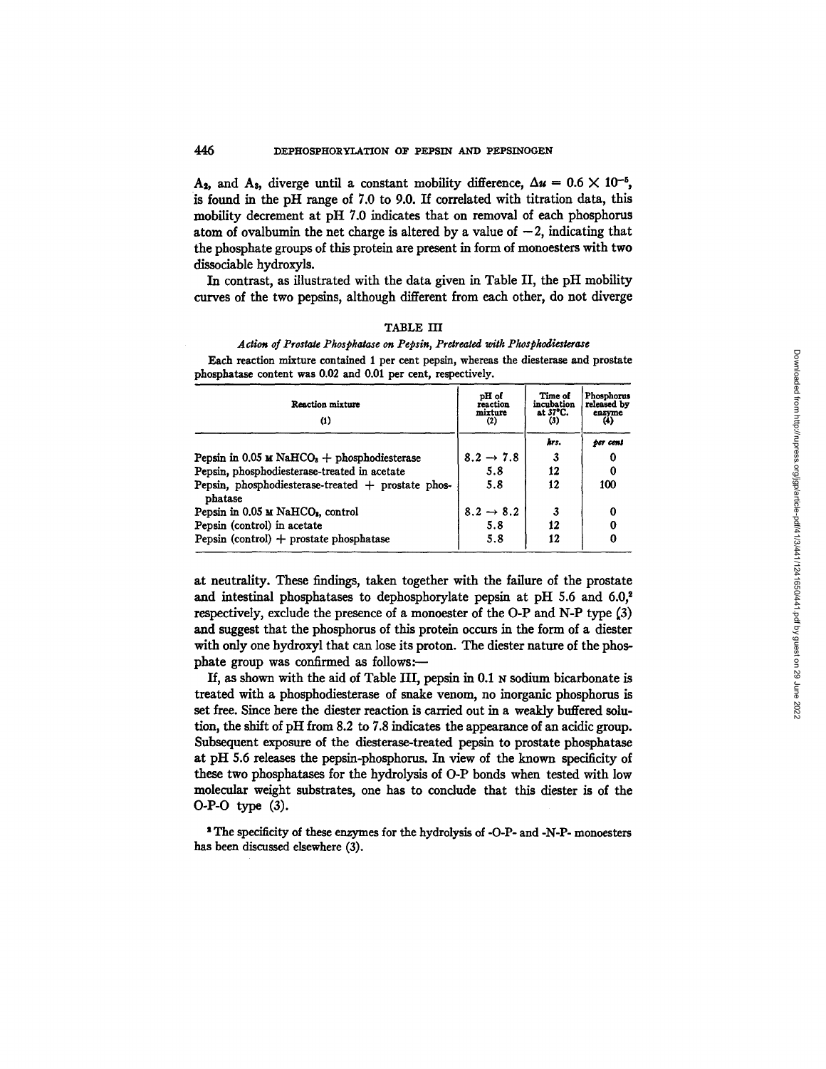$A_2$, and $A_3$, diverge until a constant mobility difference, $\Delta u = 0.6 \times 10^{-5}$, is found in the pH range of 7.0 to 9.0. If correlated with titration data, this mobility decrement at pH 7.0 indicates that on removal of each phosphorus atom of ovalbumin the net charge is altered by a value of $-2$, indicating that the phosphate groups of this protein are present in form of monoesters with two dissociable hydroxyls.

In contrast, as illustrated with the data given in Table II, the pH mobility curves of the two pepsins, although different from each other, do not diverge at neutrality. These findings, taken together with the failure of the prostate and intestinal phosphatases to dephosphorylate pepsin at pH 5.6 and 6.0,[2] respectively, exclude the presence of a monoester of the O-P and N-P type (3) and suggest that the phosphorus of this protein occurs in the form of a diester with only one hydroxyl that can lose its proton. The diester nature of the phosphate group was confirmed as follows:—

TABLE III

*Action of Prostate Phosphatase on Pepsin, Pretreated with Phosphodiesterase*

Each reaction mixture contained 1 per cent pepsin, whereas the diesterase and prostate phosphatase content was 0.02 and 0.01 per cent, respectively.

| Reaction mixture (1) | pH of reaction mixture (2) | Time of incubation at 37°C. (3) | Phosphorus released by enzyme (4) |
|---|---|---|---|
| | | *hrs.* | *per cent* |
| Pepsin in 0.05 M $NaHCO_3$ + phosphodiesterase | $8.2 \rightarrow 7.8$ | 3 | 0 |
| Pepsin, phosphodiesterase-treated in acetate | 5.8 | 12 | 0 |
| Pepsin, phosphodiesterase-treated + prostate phosphatase | 5.8 | 12 | 100 |
| Pepsin in 0.05 M $NaHCO_3$, control | $8.2 \rightarrow 8.2$ | 3 | 0 |
| Pepsin (control) in acetate | 5.8 | 12 | 0 |
| Pepsin (control) + prostate phosphatase | 5.8 | 12 | 0 |

If, as shown with the aid of Table III, pepsin in 0.1 N sodium bicarbonate is treated with a phosphodiesterase of snake venom, no inorganic phosphorus is set free. Since here the diester reaction is carried out in a weakly buffered solution, the shift of pH from 8.2 to 7.8 indicates the appearance of an acidic group. Subsequent exposure of the diesterase-treated pepsin to prostate phosphatase at pH 5.6 releases the pepsin-phosphorus. In view of the known specificity of these two phosphatases for the hydrolysis of O-P bonds when tested with low molecular weight substrates, one has to conclude that this diester is of the O-P-O type (3).

[2] The specificity of these enzymes for the hydrolysis of -O-P- and -N-P- monoesters has been discussed elsewhere (3).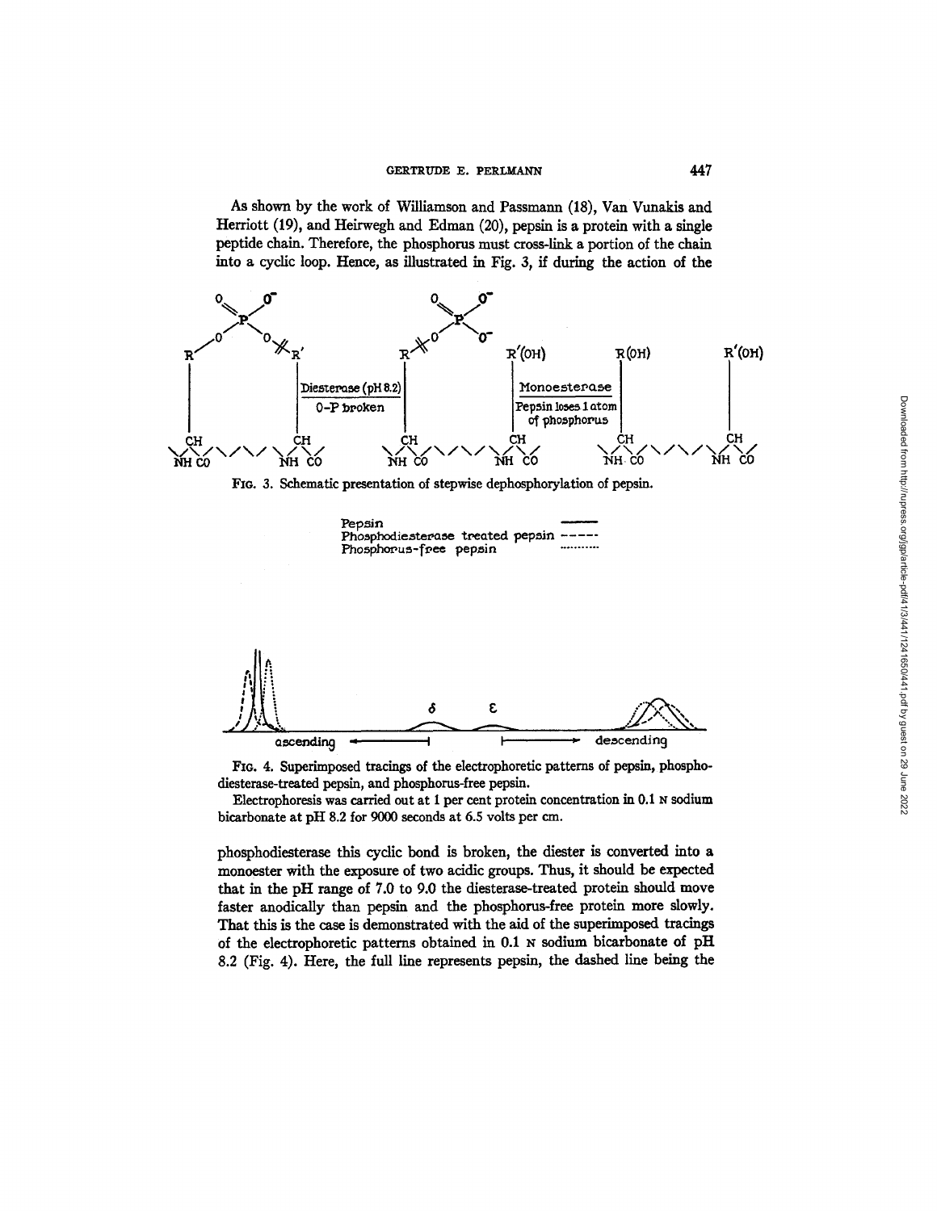As shown by the work of Williamson and Passmann (18), Van Vunakis and Herriott (19), and Heirwegh and Edman (20), pepsin is a protein with a single peptide chain. Therefore, the phosphorus must cross-link a portion of the chain into a cyclic loop. Hence, as illustrated in Fig. 3, if during the action of the

FIG. 3. Schematic presentation of stepwise dephosphorylation of pepsin.

FIG. 4. Superimposed tracings of the electrophoretic patterns of pepsin, phosphodiesterase-treated pepsin, and phosphorus-free pepsin.

Electrophoresis was carried out at 1 per cent protein concentration in 0.1 N sodium bicarbonate at pH 8.2 for 9000 seconds at 6.5 volts per cm.

phosphodiesterase this cyclic bond is broken, the diester is converted into a monoester with the exposure of two acidic groups. Thus, it should be expected that in the pH range of 7.0 to 9.0 the diesterase-treated protein should move faster anodically than pepsin and the phosphorus-free protein more slowly. That this is the case is demonstrated with the aid of the superimposed tracings of the electrophoretic patterns obtained in 0.1 N sodium bicarbonate of pH 8.2 (Fig. 4). Here, the full line represents pepsin, the dashed line being the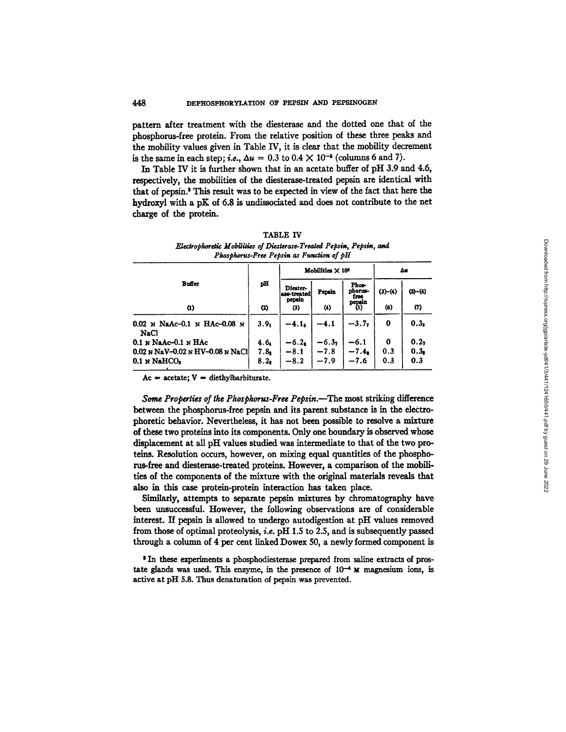pattern after treatment with the diesterase and the dotted one that of the phosphorus-free protein. From the relative position of these three peaks and the mobility values given in Table IV, it is clear that the mobility decrement is the same in each step; *i.e.*, $\Delta u = 0.3$ to $0.4 \times 10^{-5}$ (columns 6 and 7).

In Table IV it is further shown that in an acetate buffer of pH 3.9 and 4.6, respectively, the mobilities of the diesterase-treated pepsin are identical with that of pepsin.[3] This result was to be expected in view of the fact that here the hydroxyl with a pK of 6.8 is undissociated and does not contribute to the net charge of the protein.

TABLE IV

*Electrophoretic Mobilities of Diesterase-Treated Pepsin, Pepsin, and Phosphorus-Free Pepsin as Function of pH*

| Buffer | pH | Mobilities $\times 10^5$ | | | $\Delta u$ | |
|---|---|---|---|---|---|---|
| | | Diesterase-treated pepsin | Pepsin | Phosphorus-free pepsin | (3)-(4) | (5)-(4) |
| (1) | (2) | (3) | (4) | (5) | (6) | (7) |
| 0.02 N NaAc-0.1 N HAc-0.08 N NaCl | $3.9_1$ | $-4.1_5$ | $-4.1$ | $-3.7_7$ | 0 | $0.3_3$ |
| 0.1 N NaAc-0.1 N HAc | $4.6_4$ | $-6.2_8$ | $-6.3_7$ | $-6.1$ | 0 | $0.2_7$ |
| 0.02 N NaV-0.02 N HV-0.08 N NaCl | $7.8_3$ | $-8.1$ | $-7.8$ | $-7.4_8$ | 0.3 | $0.3_2$ |
| 0.1 N $NaHCO_3$ | $8.2_2$ | $-8.2$ | $-7.9$ | $-7.6$ | 0.3 | 0.3 |

Ac = acetate; V = diethylbarbiturate.

*Some Properties of the Phosphorus-Free Pepsin.*—The most striking difference between the phosphorus-free pepsin and its parent substance is in the electrophoretic behavior. Nevertheless, it has not been possible to resolve a mixture of these two proteins into its components. Only one boundary is observed whose displacement at all pH values studied was intermediate to that of the two proteins. Resolution occurs, however, on mixing equal quantities of the phosphorus-free and diesterase-treated proteins. However, a comparison of the mobilities of the components of the mixture with the original materials reveals that also in this case protein-protein interaction has taken place.

Similarly, attempts to separate pepsin mixtures by chromatography have been unsuccessful. However, the following observations are of considerable interest. If pepsin is allowed to undergo autodigestion at pH values removed from those of optimal proteolysis, *i.e.* pH 1.5 to 2.5, and is subsequently passed through a column of 4 per cent linked Dowex 50, a newly formed component is

[3] In these experiments a phosphodiesterase prepared from saline extracts of prostate glands was used. This enzyme, in the presence of $10^{-4}$ M magnesium ions, is active at pH 5.8. Thus denaturation of pepsin was prevented.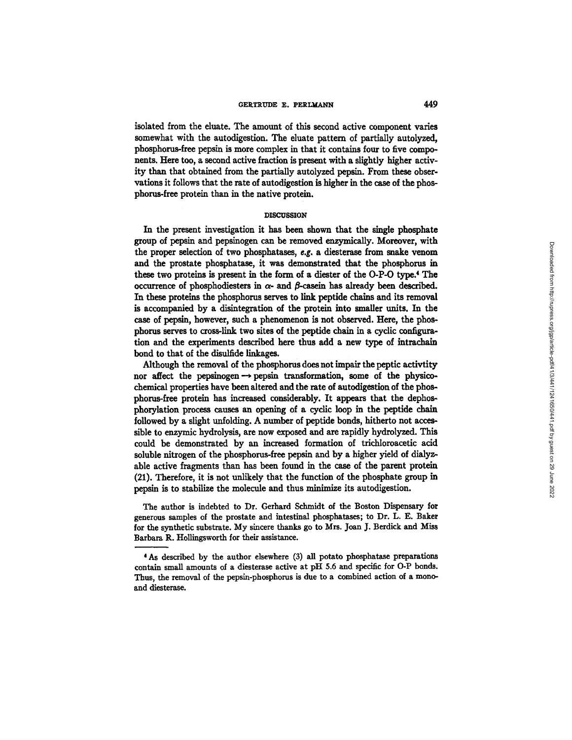isolated from the eluate. The amount of this second active component varies somewhat with the autodigestion. The eluate pattern of partially autolyzed, phosphorus-free pepsin is more complex in that it contains four to five components. Here too, a second active fraction is present with a slightly higher activity than that obtained from the partially autolyzed pepsin. From these observations it follows that the rate of autodigestion is higher in the case of the phosphorus-free protein than in the native protein.

## DISCUSSION

In the present investigation it has been shown that the single phosphate group of pepsin and pepsinogen can be removed enzymically. Moreover, with the proper selection of two phosphatases, *e.g.* a diesterase from snake venom and the prostate phosphatase, it was demonstrated that the phosphorus in these two proteins is present in the form of a diester of the O-P-O type.[4] The occurrence of phosphodiesters in α- and β-casein has already been described. In these proteins the phosphorus serves to link peptide chains and its removal is accompanied by a disintegration of the protein into smaller units. In the case of pepsin, however, such a phenomenon is not observed. Here, the phosphorus serves to cross-link two sites of the peptide chain in a cyclic configuration and the experiments described here thus add a new type of intrachain bond to that of the disulfide linkages.

Although the removal of the phosphorus does not impair the peptic activtity nor affect the pepsinogen → pepsin transformation, some of the physicochemical properties have been altered and the rate of autodigestion of the phosphorus-free protein has increased considerably. It appears that the dephosphorylation process causes an opening of a cyclic loop in the peptide chain followed by a slight unfolding. A number of peptide bonds, hitherto not accessible to enzymic hydrolysis, are now exposed and are rapidly hydrolyzed. This could be demonstrated by an increased formation of trichloroacetic acid soluble nitrogen of the phosphorus-free pepsin and by a higher yield of dialyzable active fragments than has been found in the case of the parent protein (21). Therefore, it is not unlikely that the function of the phosphate group in pepsin is to stabilize the molecule and thus minimize its autodigestion.

The author is indebted to Dr. Gerhard Schmidt of the Boston Dispensary for generous samples of the prostate and intestinal phosphatases; to Dr. L. E. Baker for the synthetic substrate. My sincere thanks go to Mrs. Joan J. Berdick and Miss Barbara R. Hollingsworth for their assistance.

---

[4] As described by the author elsewhere (3) all potato phosphatase preparations contain small amounts of a diesterase active at pH 5.6 and specific for O-P bonds. Thus, the removal of the pepsin-phosphorus is due to a combined action of a mono- and diesterase.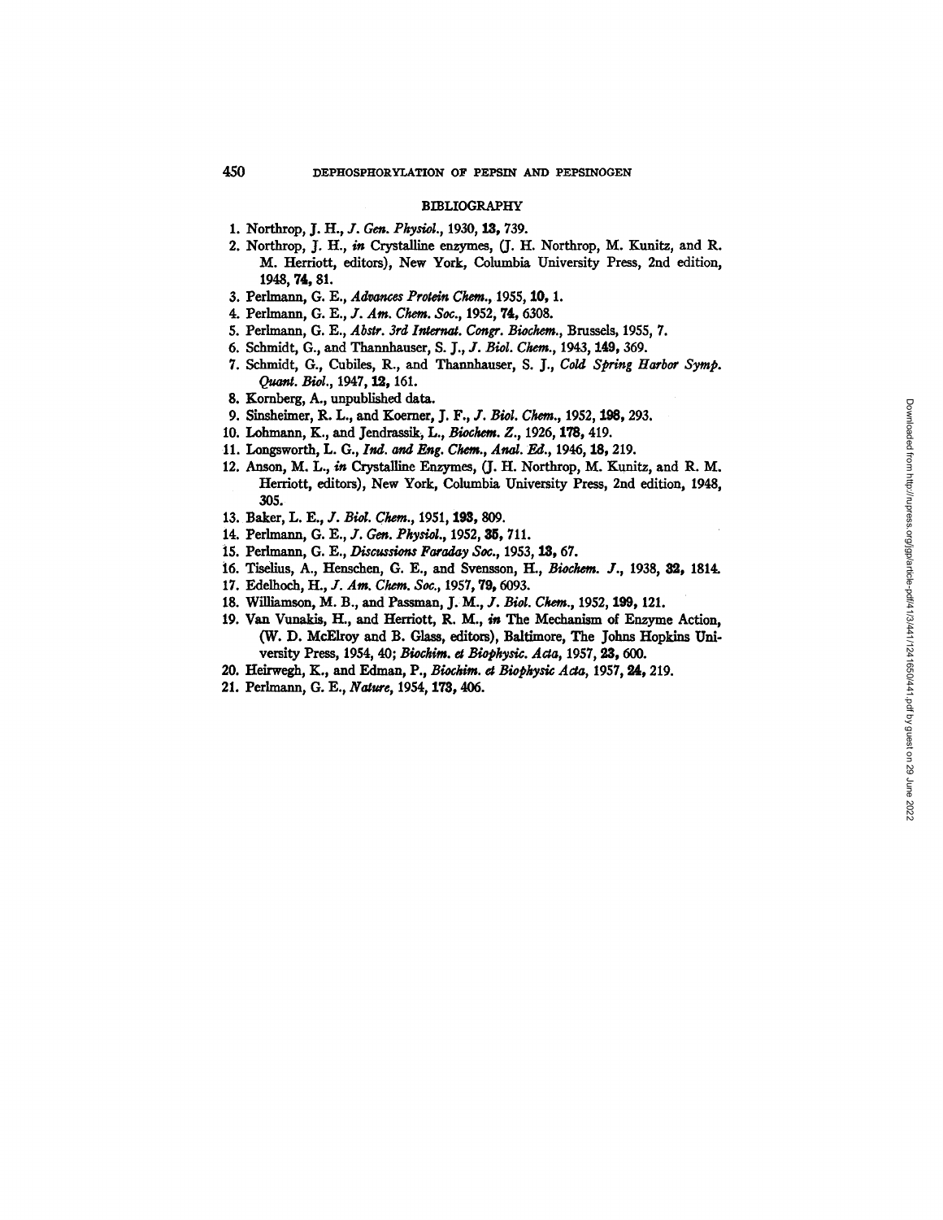## BIBLIOGRAPHY

1. Northrop, J. H., *J. Gen. Physiol.*, 1930, **13**, 739.
2. Northrop, J. H., *in* Crystalline enzymes, (J. H. Northrop, M. Kunitz, and R. M. Herriott, editors), New York, Columbia University Press, 2nd edition, 1948, **74**, 81.
3. Perlmann, G. E., *Advances Protein Chem.*, 1955, **10**, 1.
4. Perlmann, G. E., *J. Am. Chem. Soc.*, 1952, **74**, 6308.
5. Perlmann, G. E., *Abstr. 3rd Internat. Congr. Biochem.*, Brussels, 1955, 7.
6. Schmidt, G., and Thannhauser, S. J., *J. Biol. Chem.*, 1943, **149**, 369.
7. Schmidt, G., Cubiles, R., and Thannhauser, S. J., *Cold Spring Harbor Symp. Quant. Biol.*, 1947, **12**, 161.
8. Kornberg, A., unpublished data.
9. Sinsheimer, R. L., and Koerner, J. F., *J. Biol. Chem.*, 1952, **198**, 293.
10. Lohmann, K., and Jendrassik, L., *Biochem. Z.*, 1926, **178**, 419.
11. Longsworth, L. G., *Ind. and Eng. Chem., Anal. Ed.*, 1946, **18**, 219.
12. Anson, M. L., *in* Crystalline Enzymes, (J. H. Northrop, M. Kunitz, and R. M. Herriott, editors), New York, Columbia University Press, 2nd edition, 1948, 305.
13. Baker, L. E., *J. Biol. Chem.*, 1951, **193**, 809.
14. Perlmann, G. E., *J. Gen. Physiol.*, 1952, **35**, 711.
15. Perlmann, G. E., *Discussions Faraday Soc.*, 1953, **13**, 67.
16. Tiselius, A., Henschen, G. E., and Svensson, H., *Biochem. J.*, 1938, **32**, 1814.
17. Edelhoch, H., *J. Am. Chem. Soc.*, 1957, **79**, 6093.
18. Williamson, M. B., and Passman, J. M., *J. Biol. Chem.*, 1952, **199**, 121.
19. Van Vunakis, H., and Herriott, R. M., *in* The Mechanism of Enzyme Action, (W. D. McElroy and B. Glass, editors), Baltimore, The Johns Hopkins University Press, 1954, 40; *Biochim. et Biophysic. Acta*, 1957, **23**, 600.
20. Heirwegh, K., and Edman, P., *Biochim. et Biophysic Acta*, 1957, **24**, 219.
21. Perlmann, G. E., *Nature*, 1954, **173**, 406.